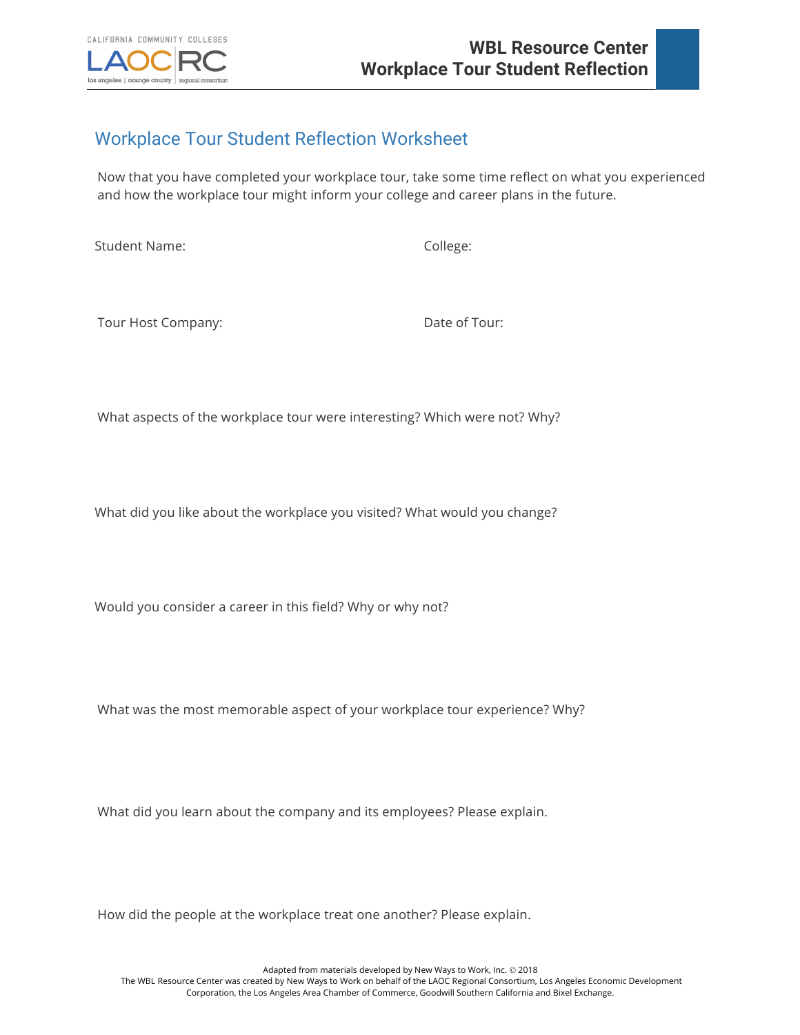# Workplace Tour Student Reflection Worksheet

Now that you have completed your workplace tour, take some time reflect on what you experienced and how the workplace tour might inform your college and career plans in the future.

Student Name:

College:

Tour Host Company:

Date of Tour:

What aspects of the workplace tour were interesting? Which were not? Why?

What did you like about the workplace you visited? What would you change?

Would you consider a career in this field? Why or why not?

What was the most memorable aspect of your workplace tour experience? Why?

What did you learn about the company and its employees? Please explain.

How did the people at the workplace treat one another? Please explain.

Adapted from materials developed by New Ways to Work, Inc. © 2018
The WBL Resource Center was created by New Ways to Work on behalf of the LAOC Regional Consortium, Los Angeles Economic Development Corporation, the Los Angeles Area Chamber of Commerce, Goodwill Southern California and Bixel Exchange.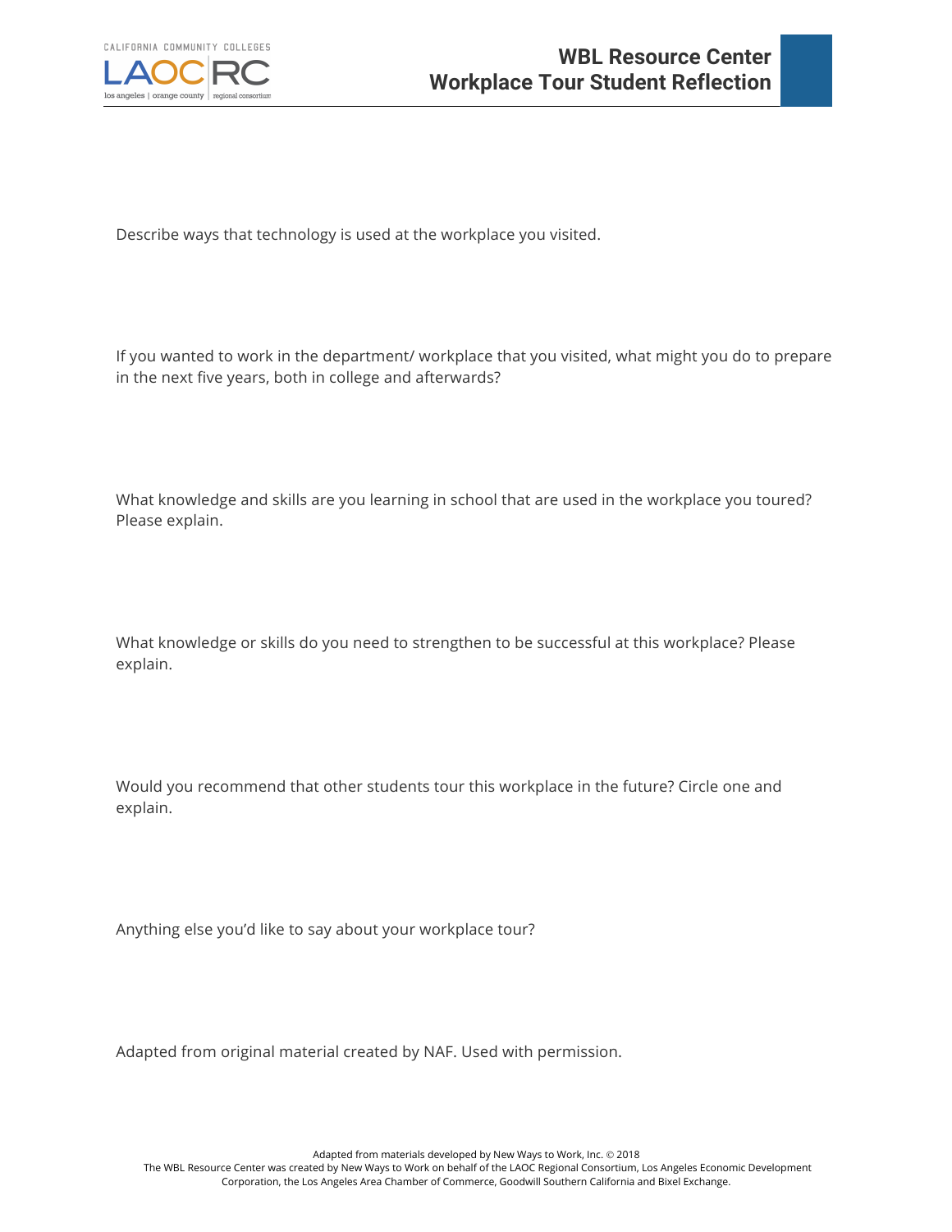Describe ways that technology is used at the workplace you visited.

If you wanted to work in the department/ workplace that you visited, what might you do to prepare in the next five years, both in college and afterwards?

What knowledge and skills are you learning in school that are used in the workplace you toured? Please explain.

What knowledge or skills do you need to strengthen to be successful at this workplace? Please explain.

Would you recommend that other students tour this workplace in the future? Circle one and explain.

Anything else you'd like to say about your workplace tour?

Adapted from original material created by NAF. Used with permission.

Adapted from materials developed by New Ways to Work, Inc. © 2018
The WBL Resource Center was created by New Ways to Work on behalf of the LAOC Regional Consortium, Los Angeles Economic Development Corporation, the Los Angeles Area Chamber of Commerce, Goodwill Southern California and Bixel Exchange.